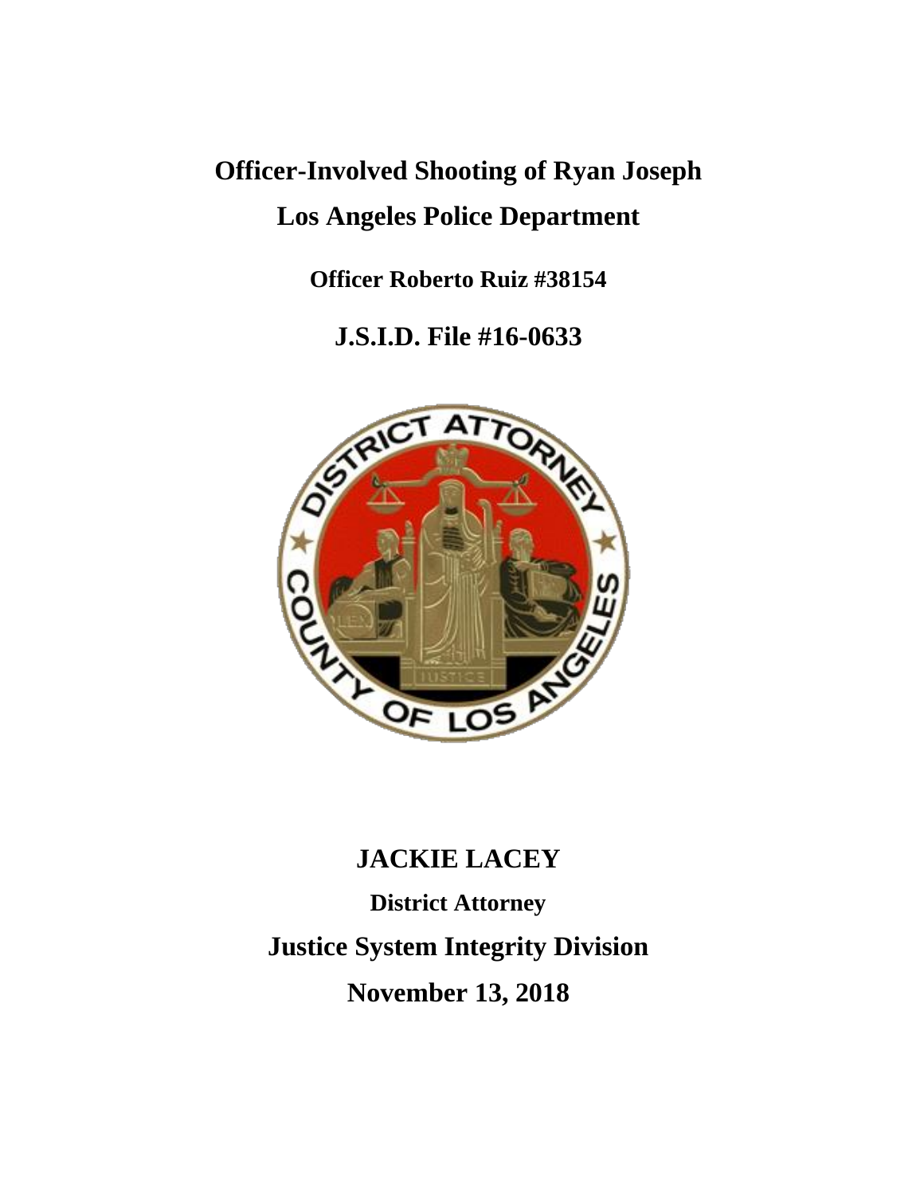# Officer-Involved Shooting of Ryan Joseph

# Los Angeles Police Department

**Officer Roberto Ruiz #38154**

## J.S.I.D. File #16-0633

## JACKIE LACEY

**District Attorney**

## Justice System Integrity Division

## November 13, 2018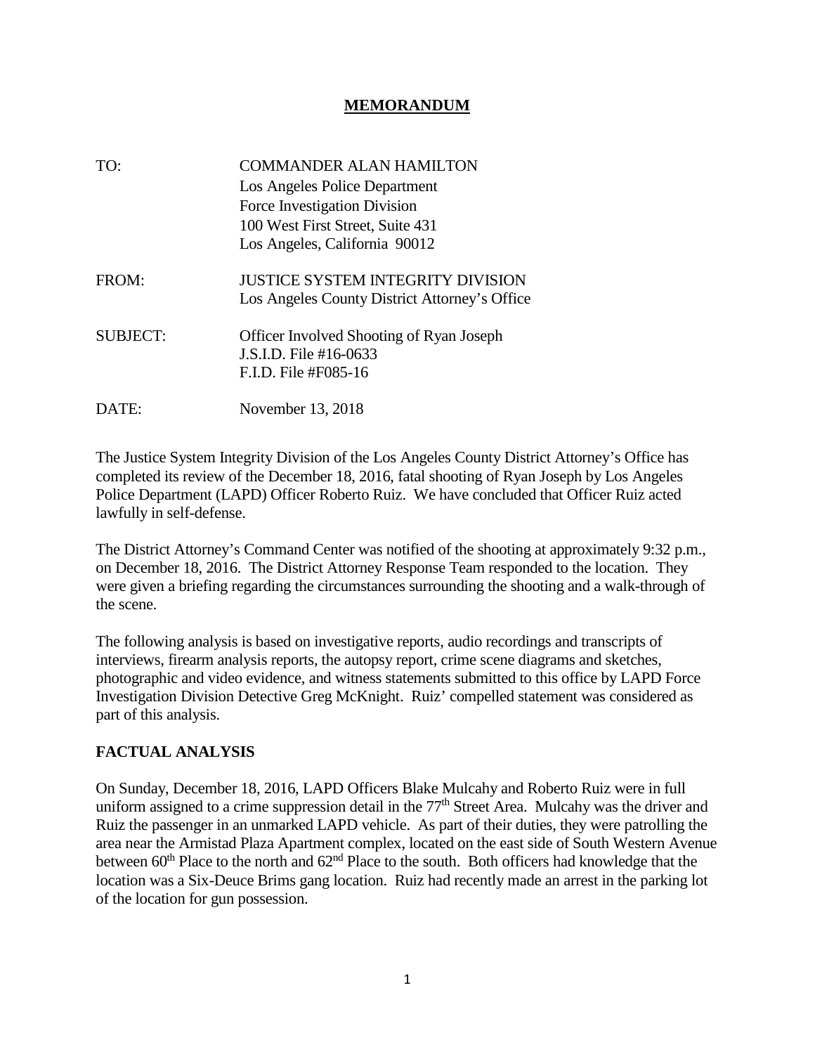# MEMORANDUM

| | |
|---|---|
| TO: | COMMANDER ALAN HAMILTON<br>Los Angeles Police Department<br>Force Investigation Division<br>100 West First Street, Suite 431<br>Los Angeles, California 90012 |
| FROM: | JUSTICE SYSTEM INTEGRITY DIVISION<br>Los Angeles County District Attorney's Office |
| SUBJECT: | Officer Involved Shooting of Ryan Joseph<br>J.S.I.D. File #16-0633<br>F.I.D. File #F085-16 |
| DATE: | November 13, 2018 |

The Justice System Integrity Division of the Los Angeles County District Attorney's Office has completed its review of the December 18, 2016, fatal shooting of Ryan Joseph by Los Angeles Police Department (LAPD) Officer Roberto Ruiz. We have concluded that Officer Ruiz acted lawfully in self-defense.

The District Attorney's Command Center was notified of the shooting at approximately 9:32 p.m., on December 18, 2016. The District Attorney Response Team responded to the location. They were given a briefing regarding the circumstances surrounding the shooting and a walk-through of the scene.

The following analysis is based on investigative reports, audio recordings and transcripts of interviews, firearm analysis reports, the autopsy report, crime scene diagrams and sketches, photographic and video evidence, and witness statements submitted to this office by LAPD Force Investigation Division Detective Greg McKnight. Ruiz' compelled statement was considered as part of this analysis.

## FACTUAL ANALYSIS

On Sunday, December 18, 2016, LAPD Officers Blake Mulcahy and Roberto Ruiz were in full uniform assigned to a crime suppression detail in the 77th Street Area. Mulcahy was the driver and Ruiz the passenger in an unmarked LAPD vehicle. As part of their duties, they were patrolling the area near the Armistad Plaza Apartment complex, located on the east side of South Western Avenue between 60th Place to the north and 62nd Place to the south. Both officers had knowledge that the location was a Six-Deuce Brims gang location. Ruiz had recently made an arrest in the parking lot of the location for gun possession.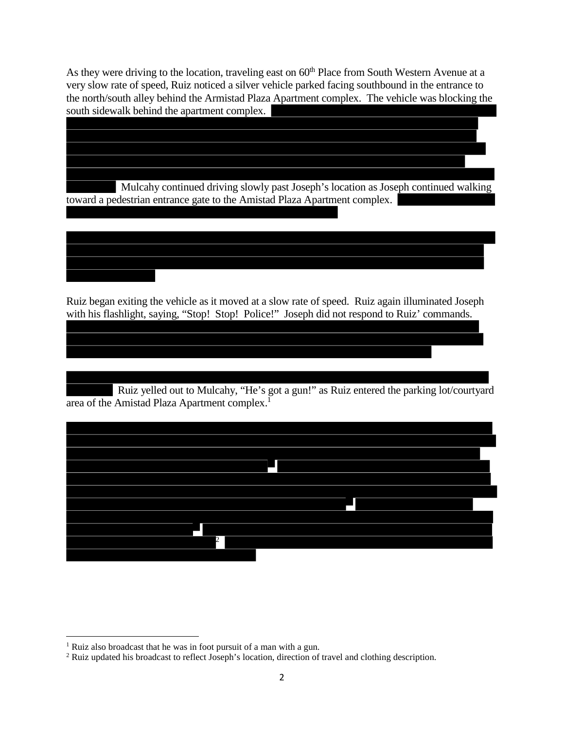As they were driving to the location, traveling east on 60th Place from South Western Avenue at a very slow rate of speed, Ruiz noticed a silver vehicle parked facing southbound in the entrance to the north/south alley behind the Armistad Plaza Apartment complex. The vehicle was blocking the south sidewalk behind the apartment complex. Mulcahy continued driving slowly past Joseph's location as Joseph continued walking toward a pedestrian entrance gate to the Amistad Plaza Apartment complex.

Ruiz began exiting the vehicle as it moved at a slow rate of speed. Ruiz again illuminated Joseph with his flashlight, saying, "Stop! Stop! Police!" Joseph did not respond to Ruiz' commands.

Ruiz yelled out to Mulcahy, "He's got a gun!" as Ruiz entered the parking lot/courtyard area of the Amistad Plaza Apartment complex.[1]

[2]

[1] Ruiz also broadcast that he was in foot pursuit of a man with a gun.

[2] Ruiz updated his broadcast to reflect Joseph's location, direction of travel and clothing description.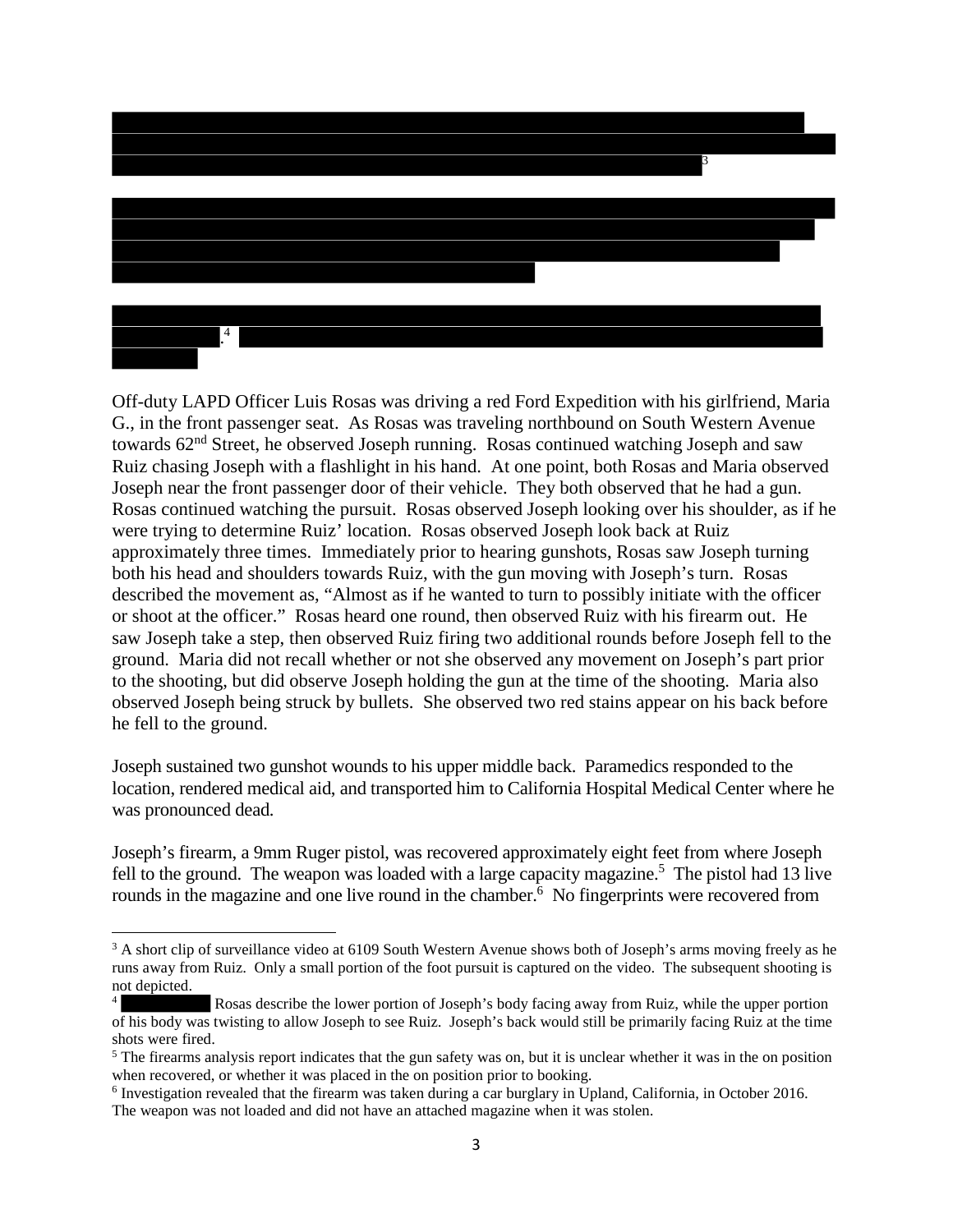Off-duty LAPD Officer Luis Rosas was driving a red Ford Expedition with his girlfriend, Maria G., in the front passenger seat. As Rosas was traveling northbound on South Western Avenue towards 62nd Street, he observed Joseph running. Rosas continued watching Joseph and saw Ruiz chasing Joseph with a flashlight in his hand. At one point, both Rosas and Maria observed Joseph near the front passenger door of their vehicle. They both observed that he had a gun. Rosas continued watching the pursuit. Rosas observed Joseph looking over his shoulder, as if he were trying to determine Ruiz' location. Rosas observed Joseph look back at Ruiz approximately three times. Immediately prior to hearing gunshots, Rosas saw Joseph turning both his head and shoulders towards Ruiz, with the gun moving with Joseph's turn. Rosas described the movement as, "Almost as if he wanted to turn to possibly initiate with the officer or shoot at the officer." Rosas heard one round, then observed Ruiz with his firearm out. He saw Joseph take a step, then observed Ruiz firing two additional rounds before Joseph fell to the ground. Maria did not recall whether or not she observed any movement on Joseph's part prior to the shooting, but did observe Joseph holding the gun at the time of the shooting. Maria also observed Joseph being struck by bullets. She observed two red stains appear on his back before he fell to the ground.

Joseph sustained two gunshot wounds to his upper middle back. Paramedics responded to the location, rendered medical aid, and transported him to California Hospital Medical Center where he was pronounced dead.

Joseph's firearm, a 9mm Ruger pistol, was recovered approximately eight feet from where Joseph fell to the ground. The weapon was loaded with a large capacity magazine.[5] The pistol had 13 live rounds in the magazine and one live round in the chamber.[6] No fingerprints were recovered from

[3] A short clip of surveillance video at 6109 South Western Avenue shows both of Joseph's arms moving freely as he runs away from Ruiz. Only a small portion of the foot pursuit is captured on the video. The subsequent shooting is not depicted.

[4] Rosas describe the lower portion of Joseph's body facing away from Ruiz, while the upper portion of his body was twisting to allow Joseph to see Ruiz. Joseph's back would still be primarily facing Ruiz at the time shots were fired.

[5] The firearms analysis report indicates that the gun safety was on, but it is unclear whether it was in the on position when recovered, or whether it was placed in the on position prior to booking.

[6] Investigation revealed that the firearm was taken during a car burglary in Upland, California, in October 2016. The weapon was not loaded and did not have an attached magazine when it was stolen.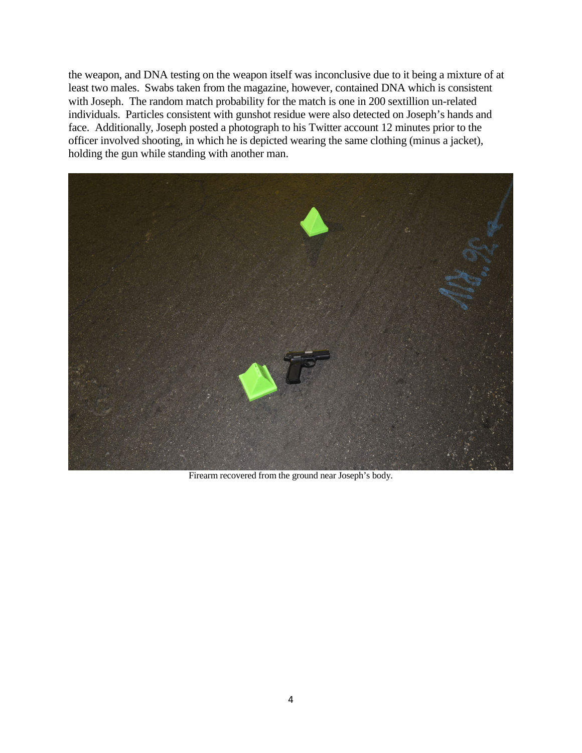the weapon, and DNA testing on the weapon itself was inconclusive due to it being a mixture of at least two males. Swabs taken from the magazine, however, contained DNA which is consistent with Joseph. The random match probability for the match is one in 200 sextillion un-related individuals. Particles consistent with gunshot residue were also detected on Joseph's hands and face. Additionally, Joseph posted a photograph to his Twitter account 12 minutes prior to the officer involved shooting, in which he is depicted wearing the same clothing (minus a jacket), holding the gun while standing with another man.

Firearm recovered from the ground near Joseph's body.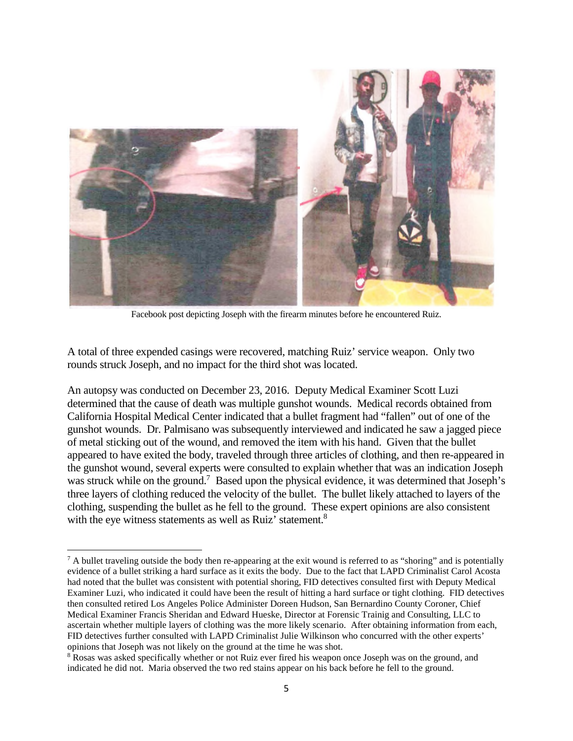Facebook post depicting Joseph with the firearm minutes before he encountered Ruiz.

A total of three expended casings were recovered, matching Ruiz' service weapon. Only two rounds struck Joseph, and no impact for the third shot was located.

An autopsy was conducted on December 23, 2016. Deputy Medical Examiner Scott Luzi determined that the cause of death was multiple gunshot wounds. Medical records obtained from California Hospital Medical Center indicated that a bullet fragment had "fallen" out of one of the gunshot wounds. Dr. Palmisano was subsequently interviewed and indicated he saw a jagged piece of metal sticking out of the wound, and removed the item with his hand. Given that the bullet appeared to have exited the body, traveled through three articles of clothing, and then re-appeared in the gunshot wound, several experts were consulted to explain whether that was an indication Joseph was struck while on the ground.[7] Based upon the physical evidence, it was determined that Joseph's three layers of clothing reduced the velocity of the bullet. The bullet likely attached to layers of the clothing, suspending the bullet as he fell to the ground. These expert opinions are also consistent with the eye witness statements as well as Ruiz' statement.[8]

---

[7] A bullet traveling outside the body then re-appearing at the exit wound is referred to as "shoring" and is potentially evidence of a bullet striking a hard surface as it exits the body. Due to the fact that LAPD Criminalist Carol Acosta had noted that the bullet was consistent with potential shoring, FID detectives consulted first with Deputy Medical Examiner Luzi, who indicated it could have been the result of hitting a hard surface or tight clothing. FID detectives then consulted retired Los Angeles Police Administer Doreen Hudson, San Bernardino County Coroner, Chief Medical Examiner Francis Sheridan and Edward Hueske, Director at Forensic Trainig and Consulting, LLC to ascertain whether multiple layers of clothing was the more likely scenario. After obtaining information from each, FID detectives further consulted with LAPD Criminalist Julie Wilkinson who concurred with the other experts' opinions that Joseph was not likely on the ground at the time he was shot.

[8] Rosas was asked specifically whether or not Ruiz ever fired his weapon once Joseph was on the ground, and indicated he did not. Maria observed the two red stains appear on his back before he fell to the ground.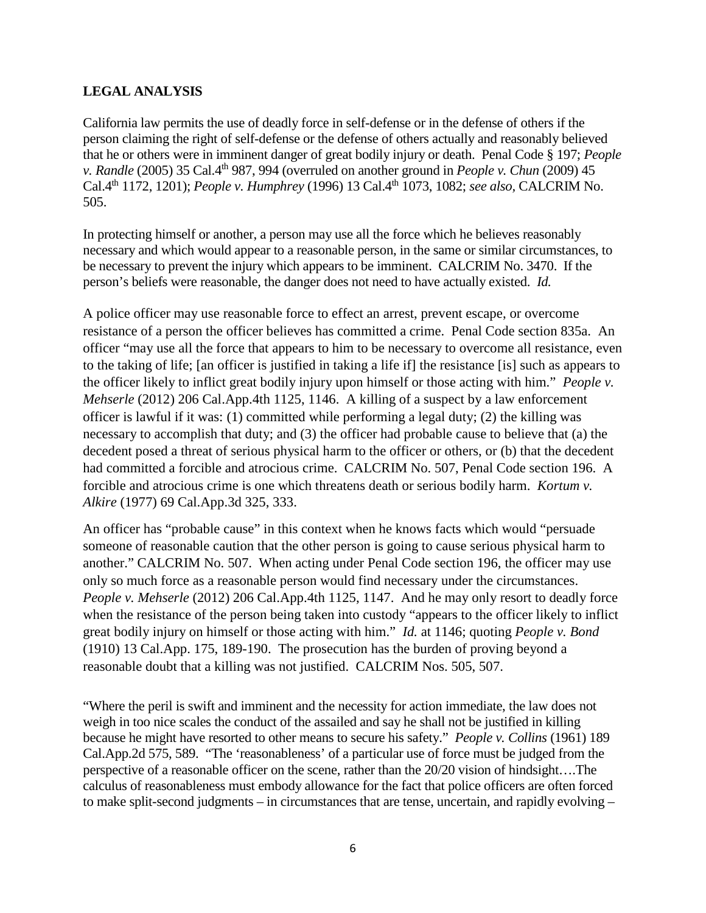**LEGAL ANALYSIS**

California law permits the use of deadly force in self-defense or in the defense of others if the person claiming the right of self-defense or the defense of others actually and reasonably believed that he or others were in imminent danger of great bodily injury or death. Penal Code § 197; *People v. Randle* (2005) 35 Cal.4th 987, 994 (overruled on another ground in *People v. Chun* (2009) 45 Cal.4th 1172, 1201); *People v. Humphrey* (1996) 13 Cal.4th 1073, 1082; *see also*, CALCRIM No. 505.

In protecting himself or another, a person may use all the force which he believes reasonably necessary and which would appear to a reasonable person, in the same or similar circumstances, to be necessary to prevent the injury which appears to be imminent. CALCRIM No. 3470. If the person's beliefs were reasonable, the danger does not need to have actually existed. *Id.*

A police officer may use reasonable force to effect an arrest, prevent escape, or overcome resistance of a person the officer believes has committed a crime. Penal Code section 835a. An officer "may use all the force that appears to him to be necessary to overcome all resistance, even to the taking of life; [an officer is justified in taking a life if] the resistance [is] such as appears to the officer likely to inflict great bodily injury upon himself or those acting with him." *People v. Mehserle* (2012) 206 Cal.App.4th 1125, 1146. A killing of a suspect by a law enforcement officer is lawful if it was: (1) committed while performing a legal duty; (2) the killing was necessary to accomplish that duty; and (3) the officer had probable cause to believe that (a) the decedent posed a threat of serious physical harm to the officer or others, or (b) that the decedent had committed a forcible and atrocious crime. CALCRIM No. 507, Penal Code section 196. A forcible and atrocious crime is one which threatens death or serious bodily harm. *Kortum v. Alkire* (1977) 69 Cal.App.3d 325, 333.

An officer has "probable cause" in this context when he knows facts which would "persuade someone of reasonable caution that the other person is going to cause serious physical harm to another." CALCRIM No. 507. When acting under Penal Code section 196, the officer may use only so much force as a reasonable person would find necessary under the circumstances. *People v. Mehserle* (2012) 206 Cal.App.4th 1125, 1147. And he may only resort to deadly force when the resistance of the person being taken into custody "appears to the officer likely to inflict great bodily injury on himself or those acting with him." *Id.* at 1146; quoting *People v. Bond* (1910) 13 Cal.App. 175, 189-190. The prosecution has the burden of proving beyond a reasonable doubt that a killing was not justified. CALCRIM Nos. 505, 507.

"Where the peril is swift and imminent and the necessity for action immediate, the law does not weigh in too nice scales the conduct of the assailed and say he shall not be justified in killing because he might have resorted to other means to secure his safety." *People v. Collins* (1961) 189 Cal.App.2d 575, 589. "The 'reasonableness' of a particular use of force must be judged from the perspective of a reasonable officer on the scene, rather than the 20/20 vision of hindsight….The calculus of reasonableness must embody allowance for the fact that police officers are often forced to make split-second judgments – in circumstances that are tense, uncertain, and rapidly evolving –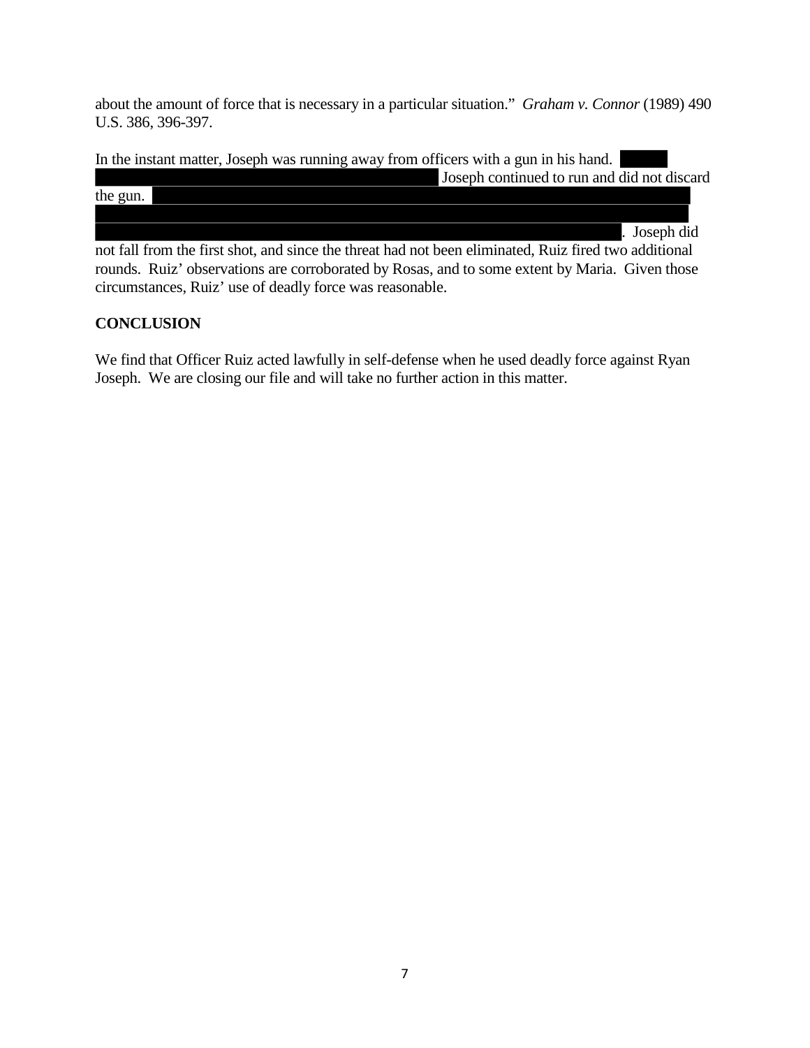about the amount of force that is necessary in a particular situation." *Graham v. Connor* (1989) 490 U.S. 386, 396-397.

In the instant matter, Joseph was running away from officers with a gun in his hand. Joseph continued to run and did not discard the gun. . Joseph did not fall from the first shot, and since the threat had not been eliminated, Ruiz fired two additional rounds. Ruiz' observations are corroborated by Rosas, and to some extent by Maria. Given those circumstances, Ruiz' use of deadly force was reasonable.

## CONCLUSION

We find that Officer Ruiz acted lawfully in self-defense when he used deadly force against Ryan Joseph. We are closing our file and will take no further action in this matter.